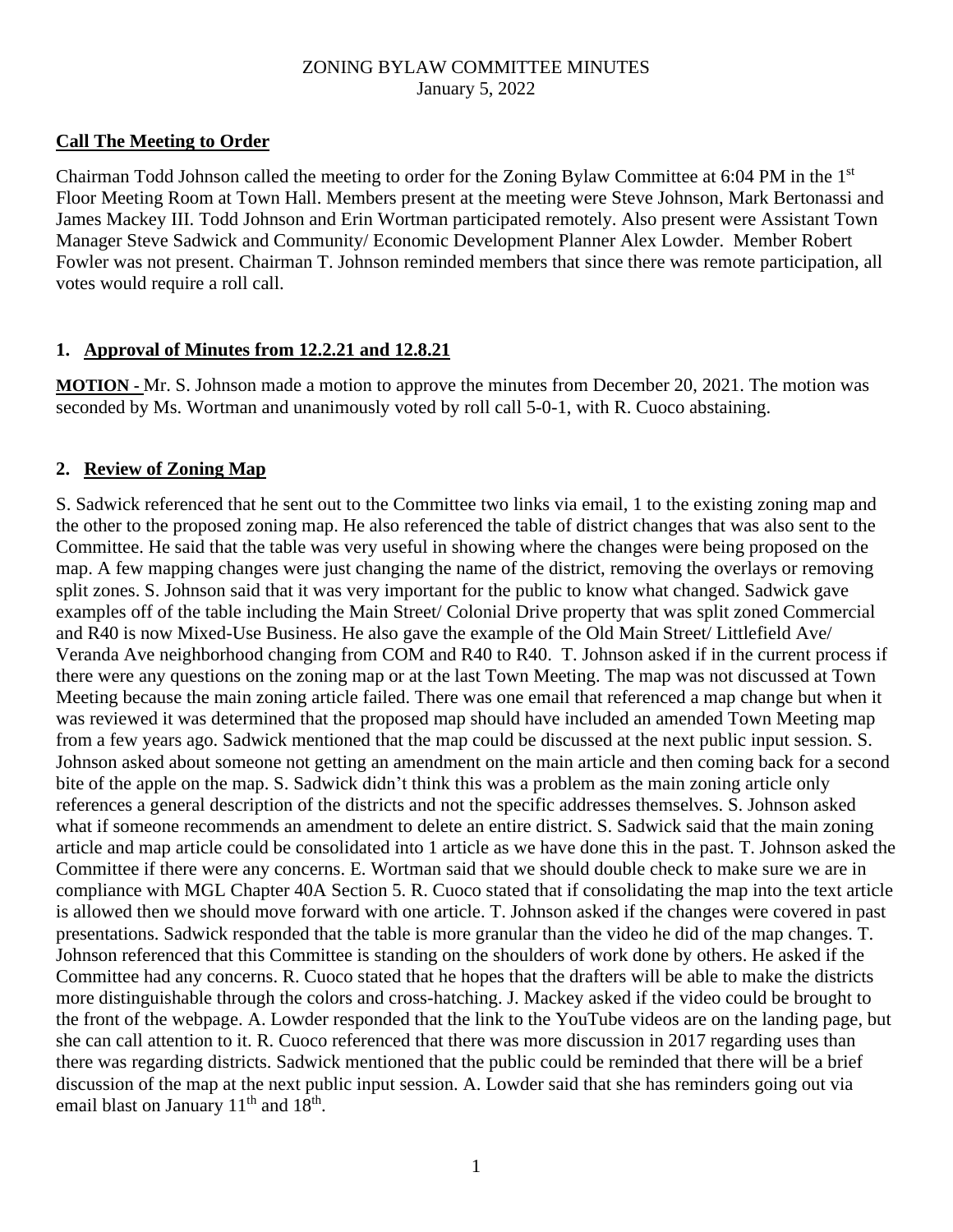ZONING BYLAW COMMITTEE MINUTES
January 5, 2022

**Call The Meeting to Order**

Chairman Todd Johnson called the meeting to order for the Zoning Bylaw Committee at 6:04 PM in the 1st Floor Meeting Room at Town Hall. Members present at the meeting were Steve Johnson, Mark Bertonassi and James Mackey III. Todd Johnson and Erin Wortman participated remotely. Also present were Assistant Town Manager Steve Sadwick and Community/ Economic Development Planner Alex Lowder. Member Robert Fowler was not present. Chairman T. Johnson reminded members that since there was remote participation, all votes would require a roll call.

**1. Approval of Minutes from 12.2.21 and 12.8.21**

**MOTION -** Mr. S. Johnson made a motion to approve the minutes from December 20, 2021. The motion was seconded by Ms. Wortman and unanimously voted by roll call 5-0-1, with R. Cuoco abstaining.

**2. Review of Zoning Map**

S. Sadwick referenced that he sent out to the Committee two links via email, 1 to the existing zoning map and the other to the proposed zoning map. He also referenced the table of district changes that was also sent to the Committee. He said that the table was very useful in showing where the changes were being proposed on the map. A few mapping changes were just changing the name of the district, removing the overlays or removing split zones. S. Johnson said that it was very important for the public to know what changed. Sadwick gave examples off of the table including the Main Street/ Colonial Drive property that was split zoned Commercial and R40 is now Mixed-Use Business. He also gave the example of the Old Main Street/ Littlefield Ave/ Veranda Ave neighborhood changing from COM and R40 to R40. T. Johnson asked if in the current process if there were any questions on the zoning map or at the last Town Meeting. The map was not discussed at Town Meeting because the main zoning article failed. There was one email that referenced a map change but when it was reviewed it was determined that the proposed map should have included an amended Town Meeting map from a few years ago. Sadwick mentioned that the map could be discussed at the next public input session. S. Johnson asked about someone not getting an amendment on the main article and then coming back for a second bite of the apple on the map. S. Sadwick didn't think this was a problem as the main zoning article only references a general description of the districts and not the specific addresses themselves. S. Johnson asked what if someone recommends an amendment to delete an entire district. S. Sadwick said that the main zoning article and map article could be consolidated into 1 article as we have done this in the past. T. Johnson asked the Committee if there were any concerns. E. Wortman said that we should double check to make sure we are in compliance with MGL Chapter 40A Section 5. R. Cuoco stated that if consolidating the map into the text article is allowed then we should move forward with one article. T. Johnson asked if the changes were covered in past presentations. Sadwick responded that the table is more granular than the video he did of the map changes. T. Johnson referenced that this Committee is standing on the shoulders of work done by others. He asked if the Committee had any concerns. R. Cuoco stated that he hopes that the drafters will be able to make the districts more distinguishable through the colors and cross-hatching. J. Mackey asked if the video could be brought to the front of the webpage. A. Lowder responded that the link to the YouTube videos are on the landing page, but she can call attention to it. R. Cuoco referenced that there was more discussion in 2017 regarding uses than there was regarding districts. Sadwick mentioned that the public could be reminded that there will be a brief discussion of the map at the next public input session. A. Lowder said that she has reminders going out via email blast on January 11th and 18th.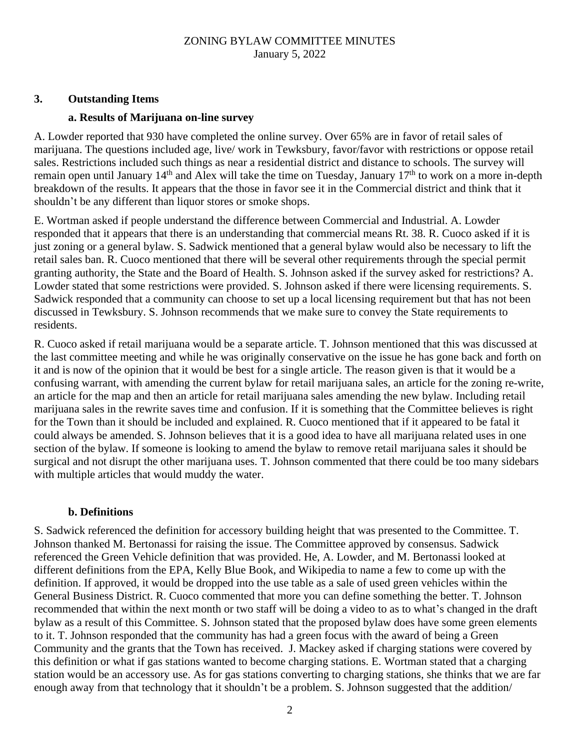ZONING BYLAW COMMITTEE MINUTES
January 5, 2022

## 3. Outstanding Items

### a. Results of Marijuana on-line survey

A. Lowder reported that 930 have completed the online survey. Over 65% are in favor of retail sales of marijuana. The questions included age, live/ work in Tewksbury, favor/favor with restrictions or oppose retail sales. Restrictions included such things as near a residential district and distance to schools. The survey will remain open until January 14th and Alex will take the time on Tuesday, January 17th to work on a more in-depth breakdown of the results. It appears that the those in favor see it in the Commercial district and think that it shouldn't be any different than liquor stores or smoke shops.

E. Wortman asked if people understand the difference between Commercial and Industrial. A. Lowder responded that it appears that there is an understanding that commercial means Rt. 38. R. Cuoco asked if it is just zoning or a general bylaw. S. Sadwick mentioned that a general bylaw would also be necessary to lift the retail sales ban. R. Cuoco mentioned that there will be several other requirements through the special permit granting authority, the State and the Board of Health. S. Johnson asked if the survey asked for restrictions? A. Lowder stated that some restrictions were provided. S. Johnson asked if there were licensing requirements. S. Sadwick responded that a community can choose to set up a local licensing requirement but that has not been discussed in Tewksbury. S. Johnson recommends that we make sure to convey the State requirements to residents.

R. Cuoco asked if retail marijuana would be a separate article. T. Johnson mentioned that this was discussed at the last committee meeting and while he was originally conservative on the issue he has gone back and forth on it and is now of the opinion that it would be best for a single article. The reason given is that it would be a confusing warrant, with amending the current bylaw for retail marijuana sales, an article for the zoning re-write, an article for the map and then an article for retail marijuana sales amending the new bylaw. Including retail marijuana sales in the rewrite saves time and confusion. If it is something that the Committee believes is right for the Town than it should be included and explained. R. Cuoco mentioned that if it appeared to be fatal it could always be amended. S. Johnson believes that it is a good idea to have all marijuana related uses in one section of the bylaw. If someone is looking to amend the bylaw to remove retail marijuana sales it should be surgical and not disrupt the other marijuana uses. T. Johnson commented that there could be too many sidebars with multiple articles that would muddy the water.

### b. Definitions

S. Sadwick referenced the definition for accessory building height that was presented to the Committee. T. Johnson thanked M. Bertonassi for raising the issue. The Committee approved by consensus. Sadwick referenced the Green Vehicle definition that was provided. He, A. Lowder, and M. Bertonassi looked at different definitions from the EPA, Kelly Blue Book, and Wikipedia to name a few to come up with the definition. If approved, it would be dropped into the use table as a sale of used green vehicles within the General Business District. R. Cuoco commented that more you can define something the better. T. Johnson recommended that within the next month or two staff will be doing a video to as to what's changed in the draft bylaw as a result of this Committee. S. Johnson stated that the proposed bylaw does have some green elements to it. T. Johnson responded that the community has had a green focus with the award of being a Green Community and the grants that the Town has received. J. Mackey asked if charging stations were covered by this definition or what if gas stations wanted to become charging stations. E. Wortman stated that a charging station would be an accessory use. As for gas stations converting to charging stations, she thinks that we are far enough away from that technology that it shouldn't be a problem. S. Johnson suggested that the addition/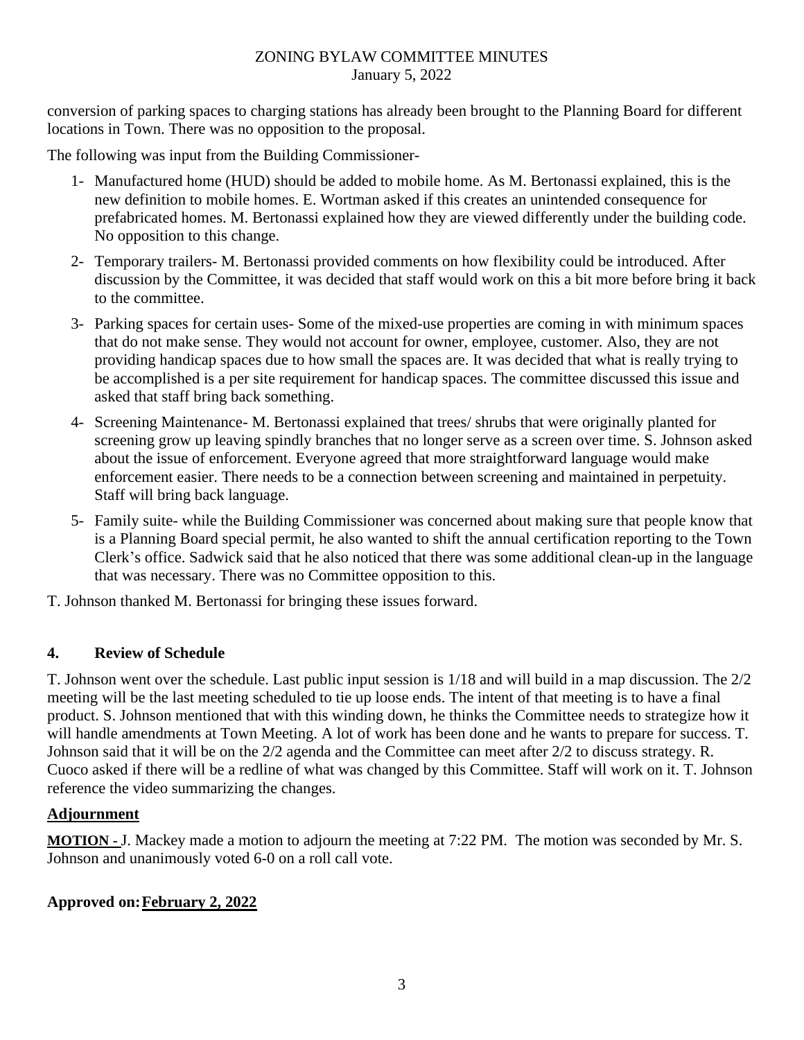conversion of parking spaces to charging stations has already been brought to the Planning Board for different locations in Town. There was no opposition to the proposal.

The following was input from the Building Commissioner-

1- Manufactured home (HUD) should be added to mobile home. As M. Bertonassi explained, this is the new definition to mobile homes. E. Wortman asked if this creates an unintended consequence for prefabricated homes. M. Bertonassi explained how they are viewed differently under the building code. No opposition to this change.

2- Temporary trailers- M. Bertonassi provided comments on how flexibility could be introduced. After discussion by the Committee, it was decided that staff would work on this a bit more before bring it back to the committee.

3- Parking spaces for certain uses- Some of the mixed-use properties are coming in with minimum spaces that do not make sense. They would not account for owner, employee, customer. Also, they are not providing handicap spaces due to how small the spaces are. It was decided that what is really trying to be accomplished is a per site requirement for handicap spaces. The committee discussed this issue and asked that staff bring back something.

4- Screening Maintenance- M. Bertonassi explained that trees/ shrubs that were originally planted for screening grow up leaving spindly branches that no longer serve as a screen over time. S. Johnson asked about the issue of enforcement. Everyone agreed that more straightforward language would make enforcement easier. There needs to be a connection between screening and maintained in perpetuity. Staff will bring back language.

5- Family suite- while the Building Commissioner was concerned about making sure that people know that is a Planning Board special permit, he also wanted to shift the annual certification reporting to the Town Clerk's office. Sadwick said that he also noticed that there was some additional clean-up in the language that was necessary. There was no Committee opposition to this.

T. Johnson thanked M. Bertonassi for bringing these issues forward.

## 4. Review of Schedule

T. Johnson went over the schedule. Last public input session is 1/18 and will build in a map discussion. The 2/2 meeting will be the last meeting scheduled to tie up loose ends. The intent of that meeting is to have a final product. S. Johnson mentioned that with this winding down, he thinks the Committee needs to strategize how it will handle amendments at Town Meeting. A lot of work has been done and he wants to prepare for success. T. Johnson said that it will be on the 2/2 agenda and the Committee can meet after 2/2 to discuss strategy. R. Cuoco asked if there will be a redline of what was changed by this Committee. Staff will work on it. T. Johnson reference the video summarizing the changes.

## Adjournment

**MOTION -** J. Mackey made a motion to adjourn the meeting at 7:22 PM. The motion was seconded by Mr. S. Johnson and unanimously voted 6-0 on a roll call vote.

**Approved on: February 2, 2022**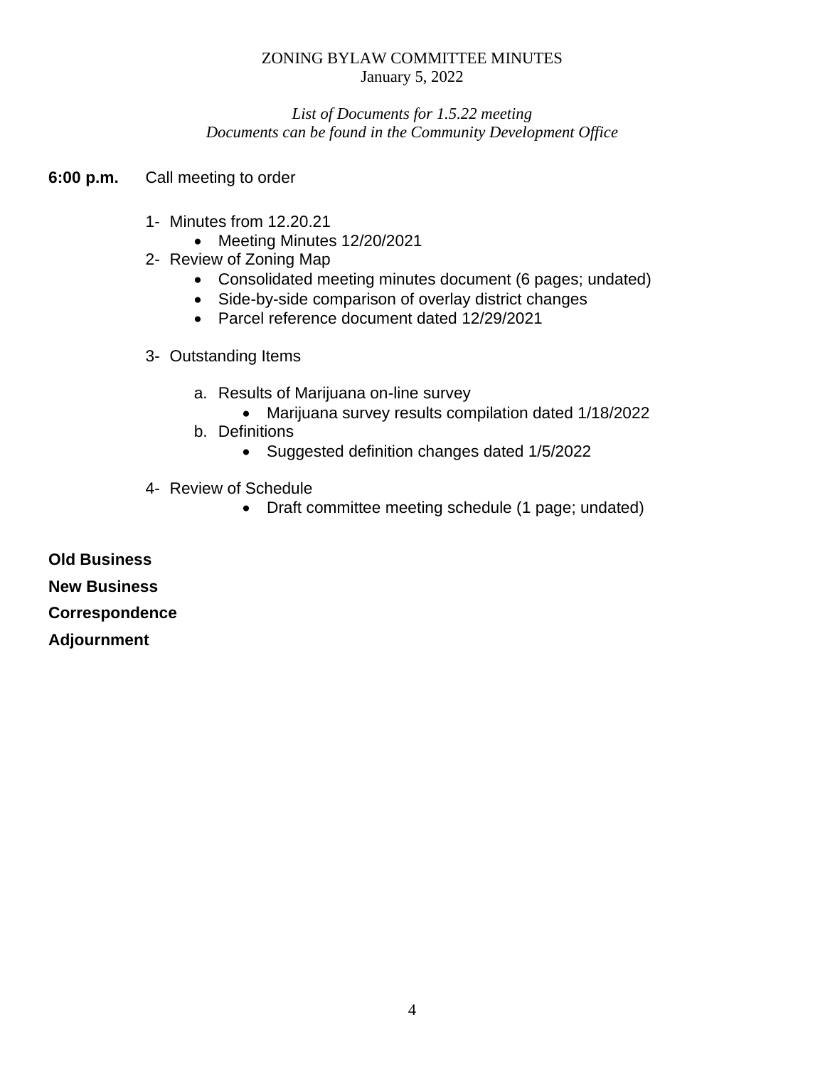# ZONING BYLAW COMMITTEE MINUTES

January 5, 2022

*List of Documents for 1.5.22 meeting*
*Documents can be found in the Community Development Office*

**6:00 p.m.** Call meeting to order

1- Minutes from 12.20.21
   - Meeting Minutes 12/20/2021

2- Review of Zoning Map
   - Consolidated meeting minutes document (6 pages; undated)
   - Side-by-side comparison of overlay district changes
   - Parcel reference document dated 12/29/2021

3- Outstanding Items

   a. Results of Marijuana on-line survey
      - Marijuana survey results compilation dated 1/18/2022

   b. Definitions
      - Suggested definition changes dated 1/5/2022

4- Review of Schedule
   - Draft committee meeting schedule (1 page; undated)

**Old Business**

**New Business**

**Correspondence**

**Adjournment**